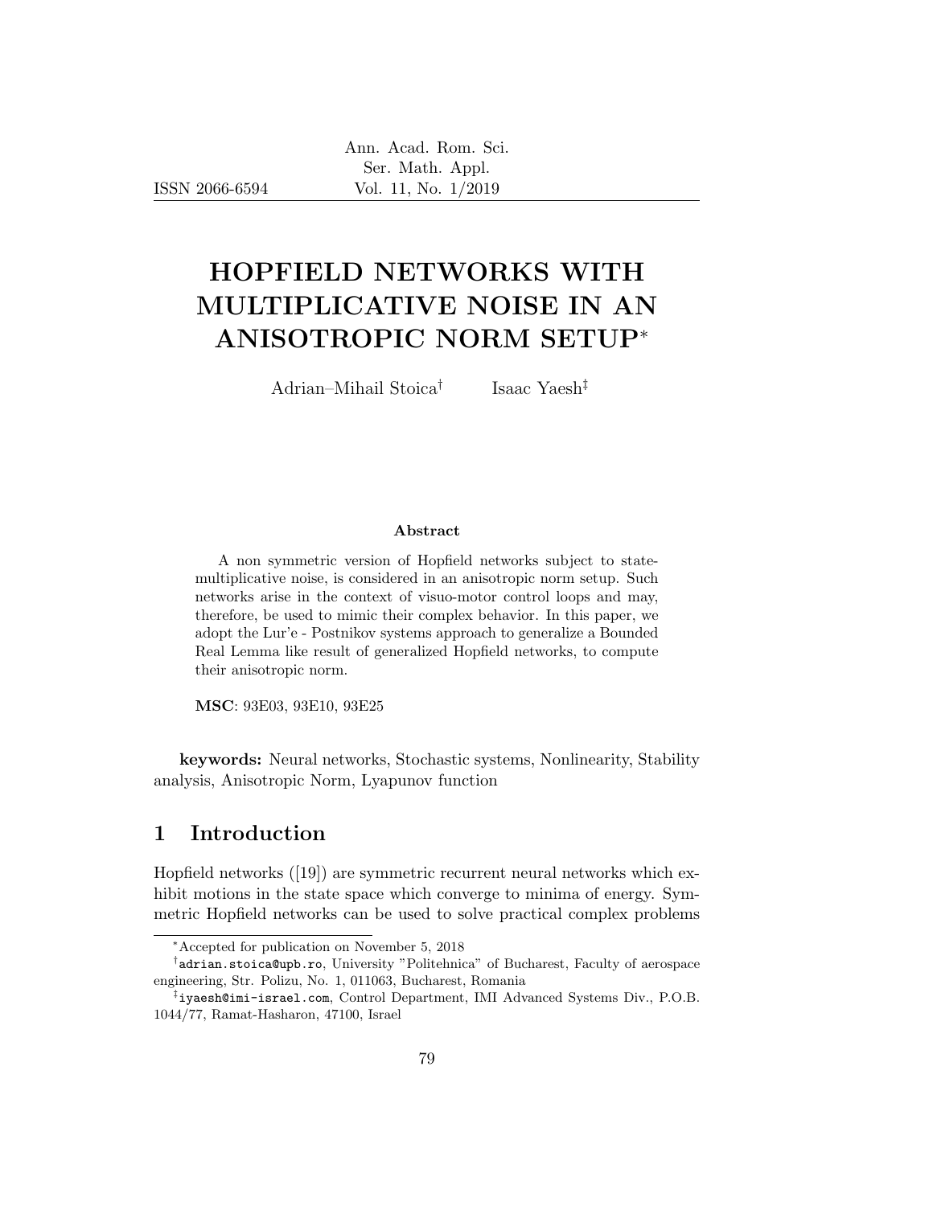# HOPFIELD NETWORKS WITH MULTIPLICATIVE NOISE IN AN ANISOTROPIC NORM SETUP*

Adrian–Mihail Stoica[†] Isaac Yaesh[‡]

### Abstract

A non symmetric version of Hopfield networks subject to state-multiplicative noise, is considered in an anisotropic norm setup. Such networks arise in the context of visuo-motor control loops and may, therefore, be used to mimic their complex behavior. In this paper, we adopt the Lur'e - Postnikov systems approach to generalize a Bounded Real Lemma like result of generalized Hopfield networks, to compute their anisotropic norm.

**MSC**: 93E03, 93E10, 93E25

**keywords:** Neural networks, Stochastic systems, Nonlinearity, Stability analysis, Anisotropic Norm, Lyapunov function

## 1 Introduction

Hopfield networks ([19]) are symmetric recurrent neural networks which exhibit motions in the state space which converge to minima of energy. Symmetric Hopfield networks can be used to solve practical complex problems

---

*Accepted for publication on November 5, 2018

[†]adrian.stoica@upb.ro, University "Politehnica" of Bucharest, Faculty of aerospace engineering, Str. Polizu, No. 1, 011063, Bucharest, Romania

[‡]iyaesh@imi-israel.com, Control Department, IMI Advanced Systems Div., P.O.B. 1044/77, Ramat-Hasharon, 47100, Israel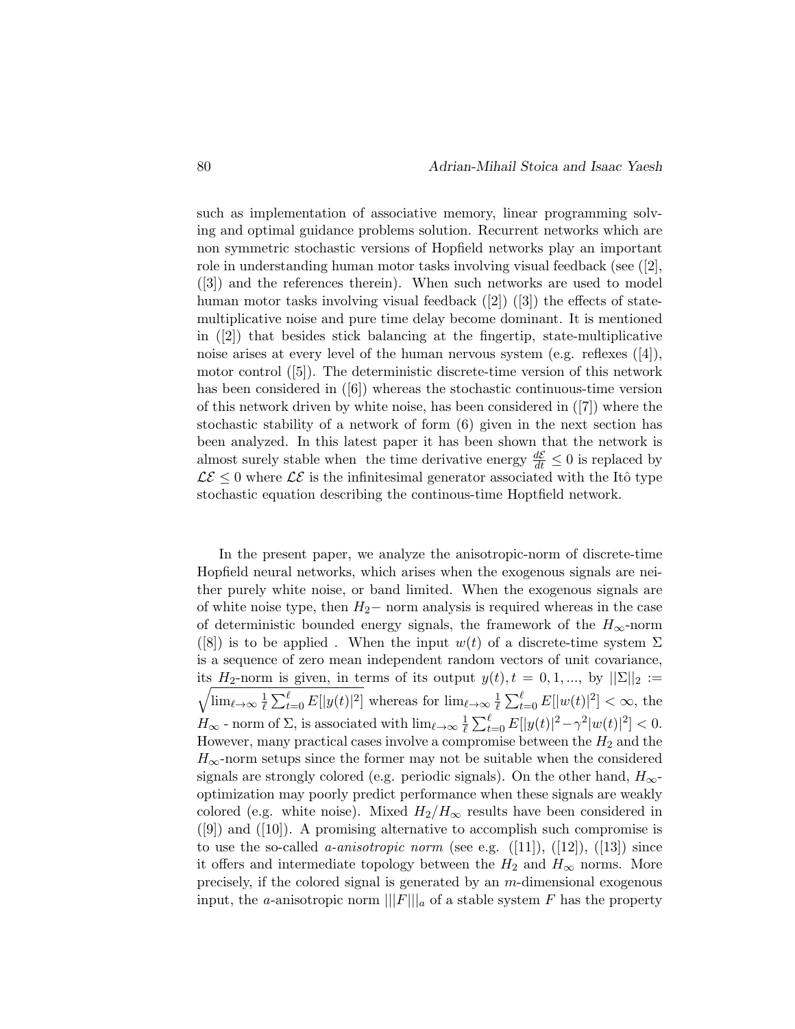such as implementation of associative memory, linear programming solving and optimal guidance problems solution. Recurrent networks which are non symmetric stochastic versions of Hopfield networks play an important role in understanding human motor tasks involving visual feedback (see ([2], ([3]) and the references therein). When such networks are used to model human motor tasks involving visual feedback ([2]) ([3]) the effects of state-multiplicative noise and pure time delay become dominant. It is mentioned in ([2]) that besides stick balancing at the fingertip, state-multiplicative noise arises at every level of the human nervous system (e.g. reflexes ([4]), motor control ([5]). The deterministic discrete-time version of this network has been considered in ([6]) whereas the stochastic continuous-time version of this network driven by white noise, has been considered in ([7]) where the stochastic stability of a network of form (6) given in the next section has been analyzed. In this latest paper it has been shown that the network is almost surely stable when the time derivative energy $\frac{d\mathcal{E}}{dt} \leq 0$ is replaced by $\mathcal{L}\mathcal{E} \leq 0$ where $\mathcal{L}\mathcal{E}$ is the infinitesimal generator associated with the Itô type stochastic equation describing the continous-time Hoptfield network.

In the present paper, we analyze the anisotropic-norm of discrete-time Hopfield neural networks, which arises when the exogenous signals are neither purely white noise, or band limited. When the exogenous signals are of white noise type, then $H_2-$ norm analysis is required whereas in the case of deterministic bounded energy signals, the framework of the $H_\infty$-norm ([8]) is to be applied . When the input $w(t)$ of a discrete-time system $\Sigma$ is a sequence of zero mean independent random vectors of unit covariance, its $H_2$-norm is given, in terms of its output $y(t), t = 0, 1, ...,$ by $||\Sigma||_2 := \sqrt{\lim_{\ell\to\infty} \frac{1}{\ell} \sum_{t=0}^{\ell} E[|y(t)|^2]}$ whereas for $\lim_{\ell\to\infty} \frac{1}{\ell} \sum_{t=0}^{\ell} E[|w(t)|^2] < \infty$, the $H_\infty$ - norm of $\Sigma$, is associated with $\lim_{\ell\to\infty} \frac{1}{\ell} \sum_{t=0}^{\ell} E[|y(t)|^2 - \gamma^2 |w(t)|^2] < 0$. However, many practical cases involve a compromise between the $H_2$ and the $H_\infty$-norm setups since the former may not be suitable when the considered signals are strongly colored (e.g. periodic signals). On the other hand, $H_\infty$-optimization may poorly predict performance when these signals are weakly colored (e.g. white noise). Mixed $H_2/H_\infty$ results have been considered in ([9]) and ([10]). A promising alternative to accomplish such compromise is to use the so-called *a-anisotropic norm* (see e.g. ([11]), ([12]), ([13]) since it offers and intermediate topology between the $H_2$ and $H_\infty$ norms. More precisely, if the colored signal is generated by an $m$-dimensional exogenous input, the $a$-anisotropic norm $|||F|||_a$ of a stable system $F$ has the property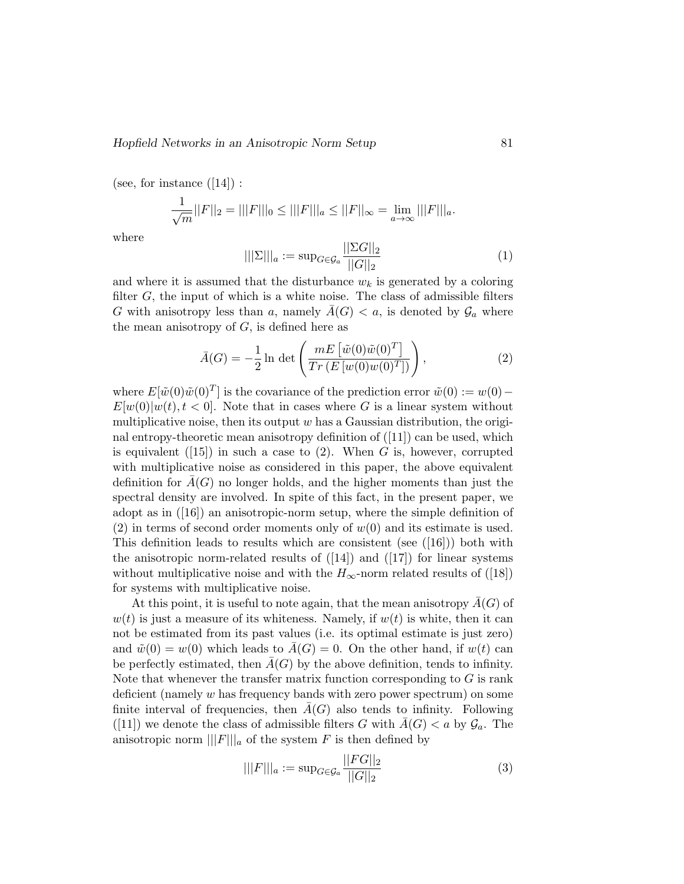(see, for instance ([14]) :

$$\frac{1}{\sqrt{m}}||F||_2 = |||F|||_0 \leq |||F|||_a \leq ||F||_\infty = \lim_{a\to\infty} |||F|||_a.$$

where

$$|||\Sigma|||_a := \sup_{G\in\mathcal{G}_a} \frac{||\Sigma G||_2}{||G||_2} \tag{1}$$

and where it is assumed that the disturbance $w_k$ is generated by a coloring filter $G$, the input of which is a white noise. The class of admissible filters $G$ with anisotropy less than $a$, namely $\bar{A}(G) < a$, is denoted by $\mathcal{G}_a$ where the mean anisotropy of $G$, is defined here as

$$\bar{A}(G) = -\frac{1}{2} \ln \det \left( \frac{mE\left[\tilde{w}(0)\tilde{w}(0)^T\right]}{Tr\left(E\left[w(0)w(0)^T\right]\right)} \right), \tag{2}$$

where $E[\tilde{w}(0)\tilde{w}(0)^T]$ is the covariance of the prediction error $\tilde{w}(0) := w(0) - E[w(0)|w(t), t < 0]$. Note that in cases where $G$ is a linear system without multiplicative noise, then its output $w$ has a Gaussian distribution, the original entropy-theoretic mean anisotropy definition of ([11]) can be used, which is equivalent ([15]) in such a case to (2). When $G$ is, however, corrupted with multiplicative noise as considered in this paper, the above equivalent definition for $\bar{A}(G)$ no longer holds, and the higher moments than just the spectral density are involved. In spite of this fact, in the present paper, we adopt as in ([16]) an anisotropic-norm setup, where the simple definition of (2) in terms of second order moments only of $w(0)$ and its estimate is used. This definition leads to results which are consistent (see ([16])) both with the anisotropic norm-related results of ([14]) and ([17]) for linear systems without multiplicative noise and with the $H_\infty$-norm related results of ([18]) for systems with multiplicative noise.

At this point, it is useful to note again, that the mean anisotropy $\bar{A}(G)$ of $w(t)$ is just a measure of its whiteness. Namely, if $w(t)$ is white, then it can not be estimated from its past values (i.e. its optimal estimate is just zero) and $\tilde{w}(0) = w(0)$ which leads to $\bar{A}(G) = 0$. On the other hand, if $w(t)$ can be perfectly estimated, then $\bar{A}(G)$ by the above definition, tends to infinity. Note that whenever the transfer matrix function corresponding to $G$ is rank deficient (namely $w$ has frequency bands with zero power spectrum) on some finite interval of frequencies, then $\bar{A}(G)$ also tends to infinity. Following ([11]) we denote the class of admissible filters $G$ with $\bar{A}(G) < a$ by $\mathcal{G}_a$. The anisotropic norm $|||F|||_a$ of the system $F$ is then defined by

$$|||F|||_a := \sup_{G\in\mathcal{G}_a} \frac{||FG||_2}{||G||_2} \tag{3}$$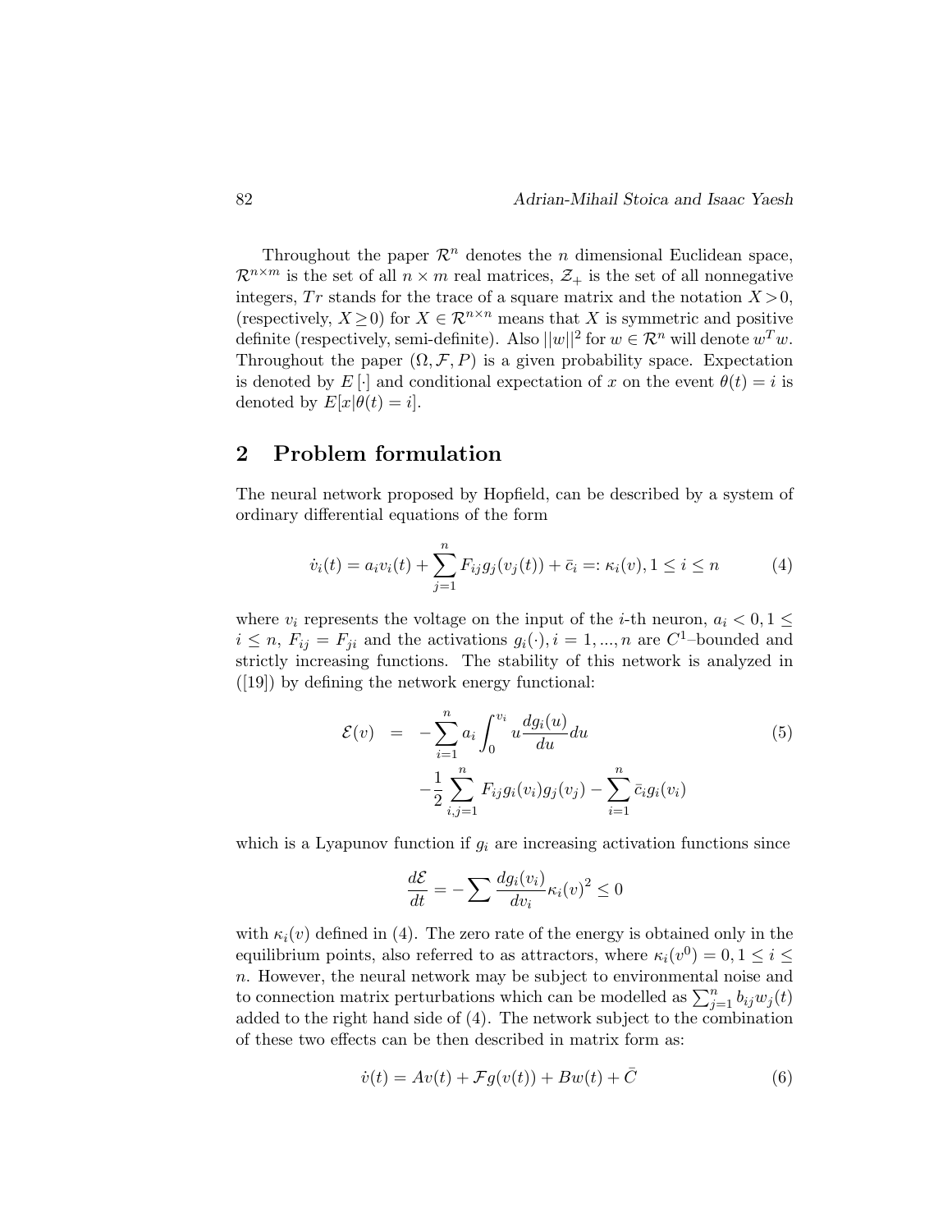Throughout the paper $\mathcal{R}^n$ denotes the $n$ dimensional Euclidean space, $\mathcal{R}^{n\times m}$ is the set of all $n \times m$ real matrices, $\mathcal{Z}_+$ is the set of all nonnegative integers, $Tr$ stands for the trace of a square matrix and the notation $X > 0$, (respectively, $X \geq 0$) for $X \in \mathcal{R}^{n\times n}$ means that $X$ is symmetric and positive definite (respectively, semi-definite). Also $||w||^2$ for $w \in \mathcal{R}^n$ will denote $w^T w$. Throughout the paper $(\Omega, \mathcal{F}, P)$ is a given probability space. Expectation is denoted by $E[\cdot]$ and conditional expectation of $x$ on the event $\theta(t) = i$ is denoted by $E[x|\theta(t) = i]$.

## 2 Problem formulation

The neural network proposed by Hopfield, can be described by a system of ordinary differential equations of the form

$$\dot{v}_i(t) = a_i v_i(t) + \sum_{j=1}^{n} F_{ij} g_j(v_j(t)) + \bar{c}_i =: \kappa_i(v), 1 \leq i \leq n \tag{4}$$

where $v_i$ represents the voltage on the input of the $i$-th neuron, $a_i < 0, 1 \leq i \leq n$, $F_{ij} = F_{ji}$ and the activations $g_i(\cdot), i = 1, ..., n$ are $C^1$–bounded and strictly increasing functions. The stability of this network is analyzed in ([19]) by defining the network energy functional:

$$\begin{aligned} \mathcal{E}(v) &= -\sum_{i=1}^{n} a_i \int_0^{v_i} u \frac{dg_i(u)}{du} du \\ &\quad -\frac{1}{2} \sum_{i,j=1}^{n} F_{ij} g_i(v_i) g_j(v_j) - \sum_{i=1}^{n} \bar{c}_i g_i(v_i) \end{aligned} \tag{5}$$

which is a Lyapunov function if $g_i$ are increasing activation functions since

$$\frac{d\mathcal{E}}{dt} = -\sum \frac{dg_i(v_i)}{dv_i} \kappa_i(v)^2 \leq 0$$

with $\kappa_i(v)$ defined in (4). The zero rate of the energy is obtained only in the equilibrium points, also referred to as attractors, where $\kappa_i(v^0) = 0, 1 \leq i \leq n$. However, the neural network may be subject to environmental noise and to connection matrix perturbations which can be modelled as $\sum_{j=1}^{n} b_{ij} w_j(t)$ added to the right hand side of (4). The network subject to the combination of these two effects can be then described in matrix form as:

$$\dot{v}(t) = Av(t) + \mathcal{F}g(v(t)) + Bw(t) + \bar{C} \tag{6}$$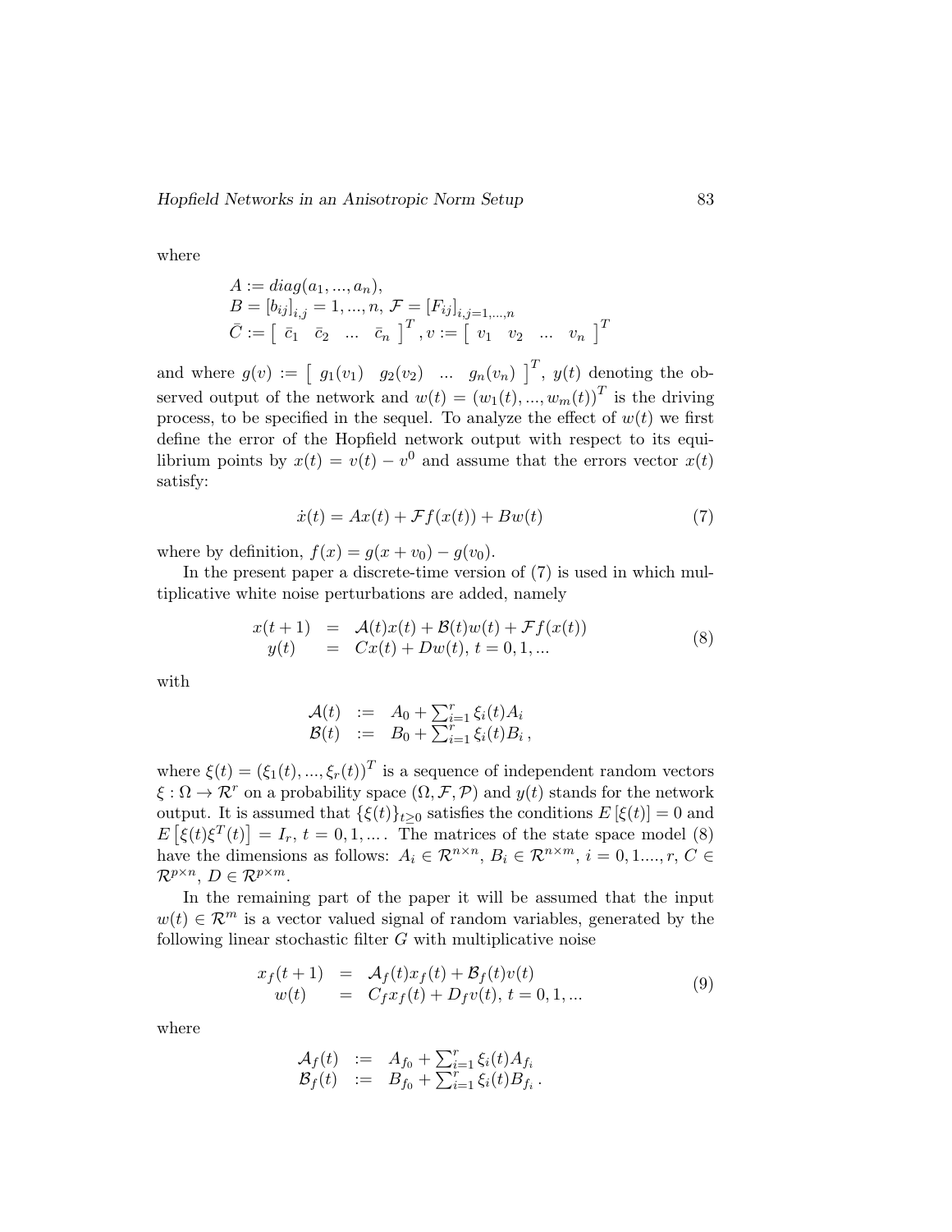where

$$
\begin{array}{l}
A := diag(a_1, ..., a_n), \\
B = [b_{ij}]_{i,j} = 1, ..., n,\ \mathcal{F} = [F_{ij}]_{i,j=1,...,n} \\
\bar{C} := \left[\begin{array}{cccc} \bar{c}_1 & \bar{c}_2 & ... & \bar{c}_n \end{array}\right]^T, v := \left[\begin{array}{cccc} v_1 & v_2 & ... & v_n \end{array}\right]^T
\end{array}
$$

and where $g(v) := \left[\begin{array}{cccc} g_1(v_1) & g_2(v_2) & ... & g_n(v_n) \end{array}\right]^T$, $y(t)$ denoting the observed output of the network and $w(t) = (w_1(t), ..., w_m(t))^T$ is the driving process, to be specified in the sequel. To analyze the effect of $w(t)$ we first define the error of the Hopfield network output with respect to its equilibrium points by $x(t) = v(t) - v^0$ and assume that the errors vector $x(t)$ satisfy:

$$
\dot{x}(t) = Ax(t) + \mathcal{F}f(x(t)) + Bw(t) \tag{7}
$$

where by definition, $f(x) = g(x + v_0) - g(v_0)$.

In the present paper a discrete-time version of (7) is used in which multiplicative white noise perturbations are added, namely

$$
\begin{array}{rcl}
x(t+1) & = & \mathcal{A}(t)x(t) + \mathcal{B}(t)w(t) + \mathcal{F}f(x(t)) \\
y(t) & = & Cx(t) + Dw(t),\ t = 0, 1, ...
\end{array} \tag{8}
$$

with

$$
\begin{array}{rcl}
\mathcal{A}(t) & := & A_0 + \sum_{i=1}^{r} \xi_i(t) A_i \\
\mathcal{B}(t) & := & B_0 + \sum_{i=1}^{r} \xi_i(t) B_i\,,
\end{array}
$$

where $\xi(t) = (\xi_1(t), ..., \xi_r(t))^T$ is a sequence of independent random vectors $\xi : \Omega \to \mathcal{R}^r$ on a probability space $(\Omega, \mathcal{F}, \mathcal{P})$ and $y(t)$ stands for the network output. It is assumed that $\{\xi(t)\}_{t \geq 0}$ satisfies the conditions $E[\xi(t)] = 0$ and $E\left[\xi(t)\xi^T(t)\right] = I_r$, $t = 0, 1, ...$. The matrices of the state space model (8) have the dimensions as follows: $A_i \in \mathcal{R}^{n \times n}$, $B_i \in \mathcal{R}^{n \times m}$, $i = 0, 1...., r$, $C \in \mathcal{R}^{p \times n}$, $D \in \mathcal{R}^{p \times m}$.

In the remaining part of the paper it will be assumed that the input $w(t) \in \mathcal{R}^m$ is a vector valued signal of random variables, generated by the following linear stochastic filter $G$ with multiplicative noise

$$
\begin{array}{rcl}
x_f(t+1) & = & \mathcal{A}_f(t)x_f(t) + \mathcal{B}_f(t)v(t) \\
w(t) & = & C_f x_f(t) + D_f v(t),\ t = 0, 1, ...
\end{array} \tag{9}
$$

where

$$
\begin{array}{rcl}
\mathcal{A}_f(t) & := & A_{f_0} + \sum_{i=1}^{r} \xi_i(t) A_{f_i} \\
\mathcal{B}_f(t) & := & B_{f_0} + \sum_{i=1}^{r} \xi_i(t) B_{f_i}\,.
\end{array}
$$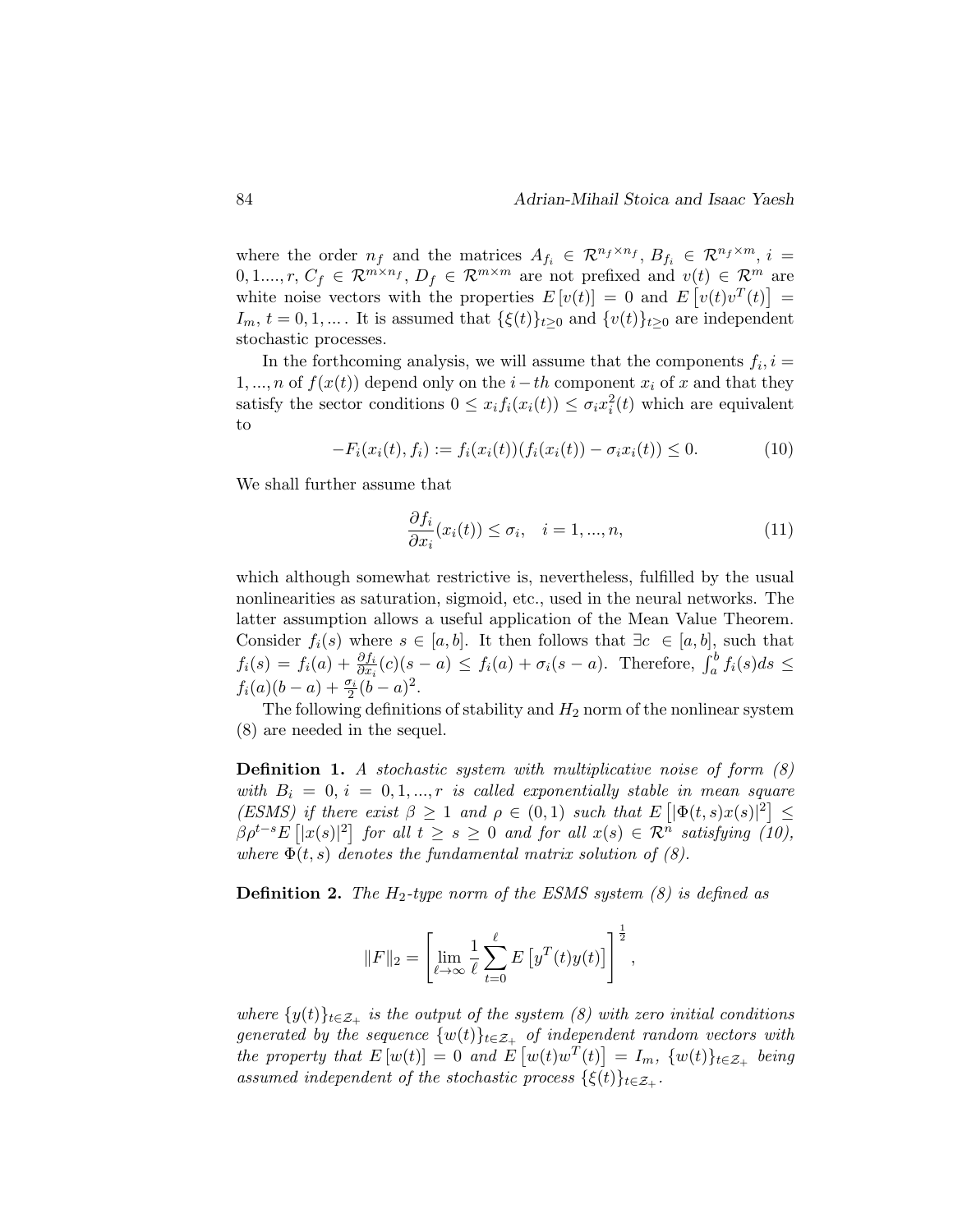where the order $n_f$ and the matrices $A_{f_i} \in \mathcal{R}^{n_f \times n_f}$, $B_{f_i} \in \mathcal{R}^{n_f \times m}$, $i = 0, 1...., r$, $C_f \in \mathcal{R}^{m \times n_f}$, $D_f \in \mathcal{R}^{m \times m}$ are not prefixed and $v(t) \in \mathcal{R}^m$ are white noise vectors with the properties $E[v(t)] = 0$ and $E[v(t)v^T(t)] = I_m$, $t = 0, 1, \ldots$. It is assumed that $\{\xi(t)\}_{t \geq 0}$ and $\{v(t)\}_{t \geq 0}$ are independent stochastic processes.

In the forthcoming analysis, we will assume that the components $f_i, i = 1, ..., n$ of $f(x(t))$ depend only on the $i-th$ component $x_i$ of $x$ and that they satisfy the sector conditions $0 \leq x_i f_i(x_i(t)) \leq \sigma_i x_i^2(t)$ which are equivalent to

$$-F_i(x_i(t), f_i) := f_i(x_i(t))(f_i(x_i(t)) - \sigma_i x_i(t)) \leq 0. \tag{10}$$

We shall further assume that

$$\frac{\partial f_i}{\partial x_i}(x_i(t)) \leq \sigma_i, \quad i = 1, ..., n, \tag{11}$$

which although somewhat restrictive is, nevertheless, fulfilled by the usual nonlinearities as saturation, sigmoid, etc., used in the neural networks. The latter assumption allows a useful application of the Mean Value Theorem. Consider $f_i(s)$ where $s \in [a, b]$. It then follows that $\exists c \in [a, b]$, such that $f_i(s) = f_i(a) + \frac{\partial f_i}{\partial x_i}(c)(s - a) \leq f_i(a) + \sigma_i(s - a)$. Therefore, $\int_a^b f_i(s) ds \leq f_i(a)(b - a) + \frac{\sigma_i}{2}(b - a)^2$.

The following definitions of stability and $H_2$ norm of the nonlinear system (8) are needed in the sequel.

**Definition 1.** *A stochastic system with multiplicative noise of form (8) with $B_i = 0$, $i = 0, 1, ..., r$ is called exponentially stable in mean square (ESMS) if there exist $\beta \geq 1$ and $\rho \in (0, 1)$ such that $E\left[|\Phi(t, s)x(s)|^2\right] \leq \beta \rho^{t-s} E\left[|x(s)|^2\right]$ for all $t \geq s \geq 0$ and for all $x(s) \in \mathcal{R}^n$ satisfying (10), where $\Phi(t, s)$ denotes the fundamental matrix solution of (8).*

**Definition 2.** *The $H_2$-type norm of the ESMS system (8) is defined as*

$$\|F\|_2 = \left[ \lim_{\ell \to \infty} \frac{1}{\ell} \sum_{t=0}^{\ell} E\left[y^T(t)y(t)\right] \right]^{\frac{1}{2}},$$

*where $\{y(t)\}_{t \in \mathcal{Z}_+}$ is the output of the system (8) with zero initial conditions generated by the sequence $\{w(t)\}_{t \in \mathcal{Z}_+}$ of independent random vectors with the property that $E[w(t)] = 0$ and $E\left[w(t)w^T(t)\right] = I_m$, $\{w(t)\}_{t \in \mathcal{Z}_+}$ being assumed independent of the stochastic process $\{\xi(t)\}_{t \in \mathcal{Z}_+}$.*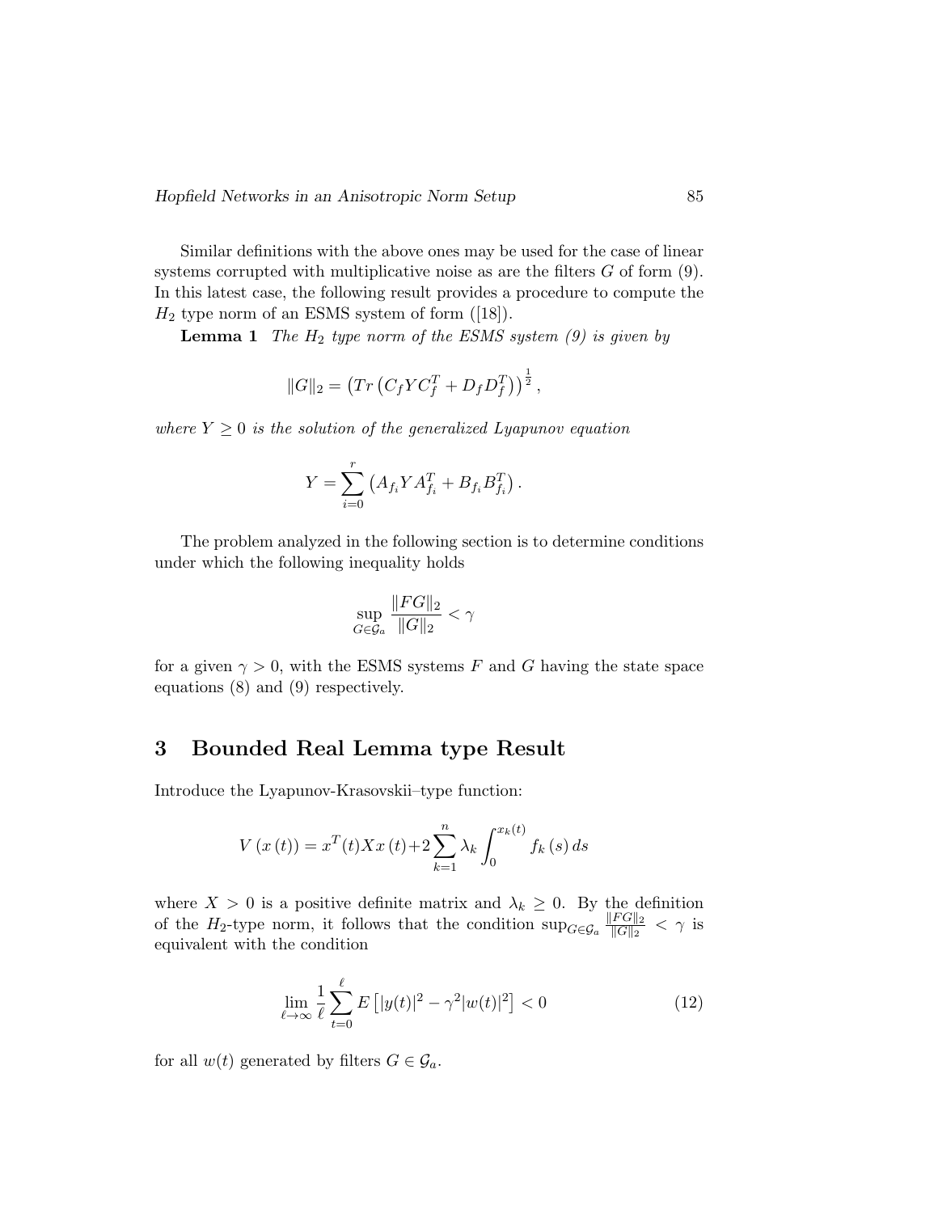Similar definitions with the above ones may be used for the case of linear systems corrupted with multiplicative noise as are the filters $G$ of form (9). In this latest case, the following result provides a procedure to compute the $H_2$ type norm of an ESMS system of form ([18]).

**Lemma 1** *The $H_2$ type norm of the ESMS system (9) is given by*

$$\|G\|_2 = \left(Tr\left(C_f Y C_f^T + D_f D_f^T\right)\right)^{\frac{1}{2}},$$

*where $Y \geq 0$ is the solution of the generalized Lyapunov equation*

$$Y = \sum_{i=0}^{r} \left(A_{f_i} Y A_{f_i}^T + B_{f_i} B_{f_i}^T\right).$$

The problem analyzed in the following section is to determine conditions under which the following inequality holds

$$\sup_{G \in \mathcal{G}_a} \frac{\|FG\|_2}{\|G\|_2} < \gamma$$

for a given $\gamma > 0$, with the ESMS systems $F$ and $G$ having the state space equations (8) and (9) respectively.

## 3 Bounded Real Lemma type Result

Introduce the Lyapunov-Krasovskii–type function:

$$V\left(x\left(t\right)\right) = x^T(t) X x\left(t\right) + 2\sum_{k=1}^{n} \lambda_k \int_0^{x_k(t)} f_k\left(s\right) ds$$

where $X > 0$ is a positive definite matrix and $\lambda_k \geq 0$. By the definition of the $H_2$-type norm, it follows that the condition $\sup_{G \in \mathcal{G}_a} \frac{\|FG\|_2}{\|G\|_2} < \gamma$ is equivalent with the condition

$$\lim_{\ell \to \infty} \frac{1}{\ell} \sum_{t=0}^{\ell} E\left[|y(t)|^2 - \gamma^2 |w(t)|^2\right] < 0 \tag{12}$$

for all $w(t)$ generated by filters $G \in \mathcal{G}_a$.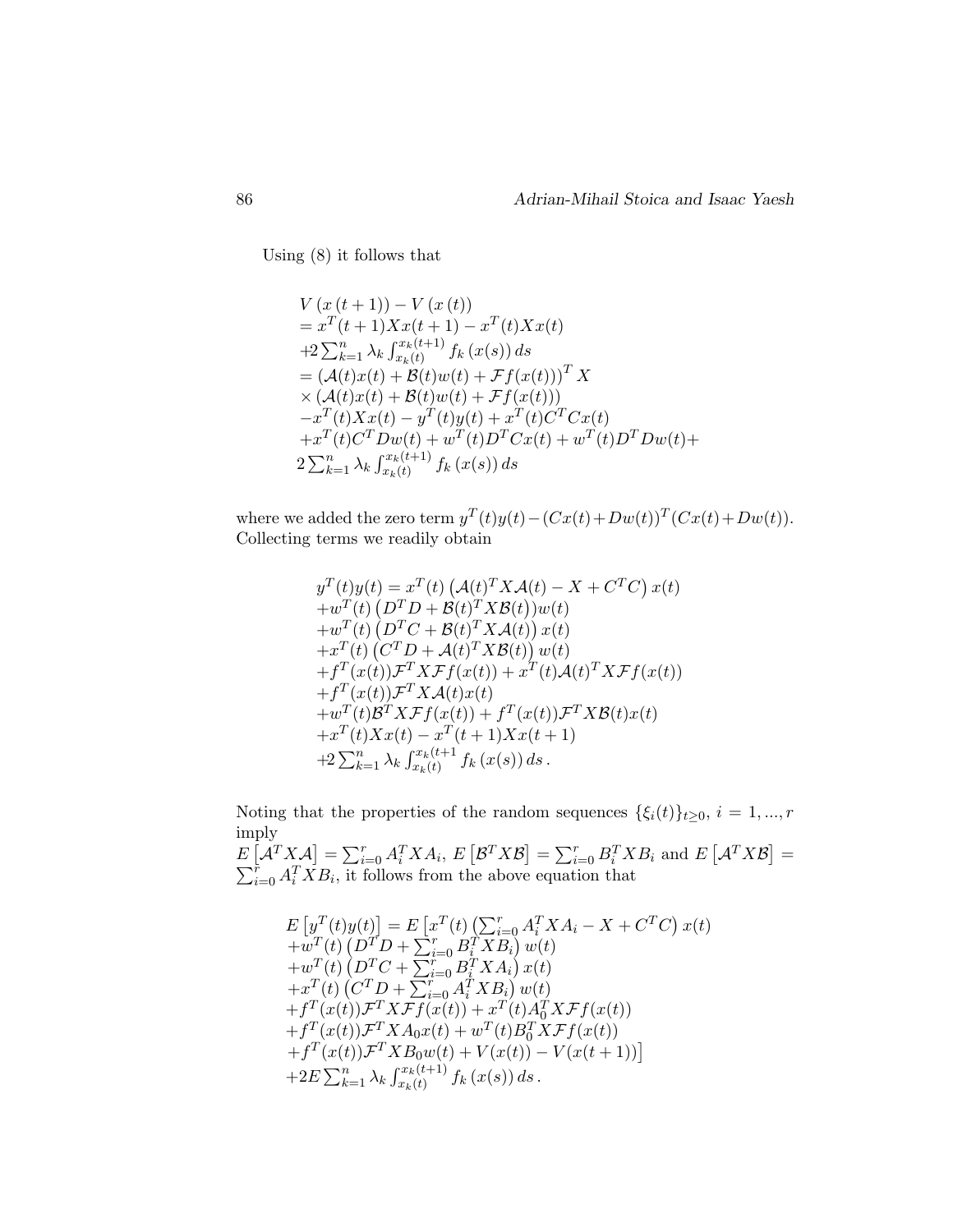Using (8) it follows that

$$
\begin{aligned}
&V\left(x\left(t+1\right)\right)-V\left(x\left(t\right)\right)\\
&=x^T(t+1)Xx(t+1)-x^T(t)Xx(t)\\
&+2\sum_{k=1}^{n}\lambda_k\int_{x_k(t)}^{x_k(t+1)}f_k\left(x(s)\right)ds\\
&=\left(\mathcal{A}(t)x(t)+\mathcal{B}(t)w(t)+\mathcal{F}f(x(t))\right)^T X\\
&\times\left(\mathcal{A}(t)x(t)+\mathcal{B}(t)w(t)+\mathcal{F}f(x(t))\right)\\
&-x^T(t)Xx(t)-y^T(t)y(t)+x^T(t)C^TCx(t)\\
&+x^T(t)C^TDw(t)+w^T(t)D^TCx(t)+w^T(t)D^TDw(t)+\\
&2\sum_{k=1}^{n}\lambda_k\int_{x_k(t)}^{x_k(t+1)}f_k\left(x(s)\right)ds
\end{aligned}
$$

where we added the zero term $y^T(t)y(t)-(Cx(t)+Dw(t))^T(Cx(t)+Dw(t))$. Collecting terms we readily obtain

$$
\begin{aligned}
&y^T(t)y(t)=x^T(t)\left(\mathcal{A}(t)^TX\mathcal{A}(t)-X+C^TC\right)x(t)\\
&+w^T(t)\left(D^TD+\mathcal{B}(t)^TX\mathcal{B}(t)\right)w(t)\\
&+w^T(t)\left(D^TC+\mathcal{B}(t)^TX\mathcal{A}(t)\right)x(t)\\
&+x^T(t)\left(C^TD+\mathcal{A}(t)^TX\mathcal{B}(t)\right)w(t)\\
&+f^T(x(t))\mathcal{F}^TX\mathcal{F}f(x(t))+x^T(t)\mathcal{A}(t)^TX\mathcal{F}f(x(t))\\
&+f^T(x(t))\mathcal{F}^TX\mathcal{A}(t)x(t)\\
&+w^T(t)\mathcal{B}^TX\mathcal{F}f(x(t))+f^T(x(t))\mathcal{F}^TX\mathcal{B}(t)x(t)\\
&+x^T(t)Xx(t)-x^T(t+1)Xx(t+1)\\
&+2\sum_{k=1}^{n}\lambda_k\int_{x_k(t)}^{x_k(t+1}f_k\left(x(s)\right)ds\,.
\end{aligned}
$$

Noting that the properties of the random sequences $\{\xi_i(t)\}_{t\geq 0}$, $i=1,...,r$ imply
$E\left[\mathcal{A}^TX\mathcal{A}\right]=\sum_{i=0}^{r}A_i^TXA_i$, $E\left[\mathcal{B}^TX\mathcal{B}\right]=\sum_{i=0}^{r}B_i^TXB_i$ and $E\left[\mathcal{A}^TX\mathcal{B}\right]=\sum_{i=0}^{r}A_i^TXB_i$, it follows from the above equation that

$$
\begin{aligned}
&E\left[y^T(t)y(t)\right]=E\Big[x^T(t)\left(\textstyle\sum_{i=0}^{r}A_i^TXA_i-X+C^TC\right)x(t)\\
&+w^T(t)\left(D^TD+\textstyle\sum_{i=0}^{r}B_i^TXB_i\right)w(t)\\
&+w^T(t)\left(D^TC+\textstyle\sum_{i=0}^{r}B_i^TXA_i\right)x(t)\\
&+x^T(t)\left(C^TD+\textstyle\sum_{i=0}^{r}A_i^TXB_i\right)w(t)\\
&+f^T(x(t))\mathcal{F}^TX\mathcal{F}f(x(t))+x^T(t)A_0^TX\mathcal{F}f(x(t))\\
&+f^T(x(t))\mathcal{F}^TXA_0x(t)+w^T(t)B_0^TX\mathcal{F}f(x(t))\\
&+f^T(x(t))\mathcal{F}^TXB_0w(t)+V(x(t))-V(x(t+1))\Big]\\
&+2E\sum_{k=1}^{n}\lambda_k\int_{x_k(t)}^{x_k(t+1)}f_k\left(x(s)\right)ds\,.
\end{aligned}
$$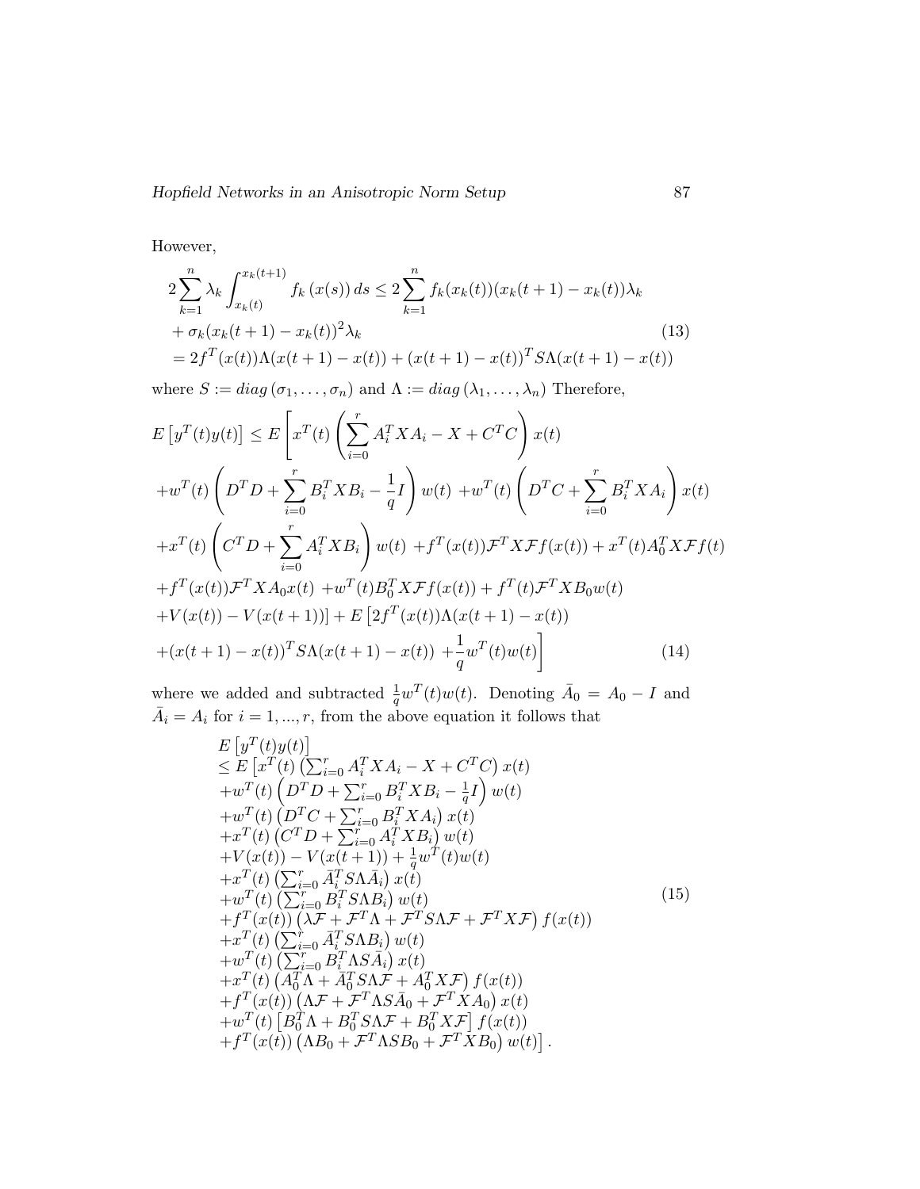However,

$$
\begin{aligned}
&2\sum_{k=1}^{n}\lambda_k\int_{x_k(t)}^{x_k(t+1)} f_k\left(x(s)\right)ds \le 2\sum_{k=1}^{n} f_k(x_k(t))(x_k(t+1)-x_k(t))\lambda_k \\
&+\sigma_k(x_k(t+1)-x_k(t))^2\lambda_k \qquad\qquad (13)\\
&= 2f^T(x(t))\Lambda(x(t+1)-x(t)) + (x(t+1)-x(t))^T S\Lambda(x(t+1)-x(t))
\end{aligned}
$$

where $S := diag\left(\sigma_1,\ldots,\sigma_n\right)$ and $\Lambda := diag\left(\lambda_1,\ldots,\lambda_n\right)$ Therefore,

$$
\begin{aligned}
&E\left[y^T(t)y(t)\right] \le E\left[x^T(t)\left(\sum_{i=0}^{r}A_i^TXA_i - X + C^TC\right)x(t)\right.\\
&+w^T(t)\left(D^TD+\sum_{i=0}^{r}B_i^TXB_i-\frac{1}{q}I\right)w(t) \;+w^T(t)\left(D^TC+\sum_{i=0}^{r}B_i^TXA_i\right)x(t)\\
&+x^T(t)\left(C^TD+\sum_{i=0}^{r}A_i^TXB_i\right)w(t) \;+f^T(x(t))\mathcal{F}^TX\mathcal{F}f(x(t)) + x^T(t)A_0^TX\mathcal{F}f(t)\\
&+f^T(x(t))\mathcal{F}^TXA_0x(t) \;+w^T(t)B_0^TX\mathcal{F}f(x(t)) + f^T(t)\mathcal{F}^TXB_0w(t)\\
&+V(x(t))-V(x(t+1))] + E\left[2f^T(x(t))\Lambda(x(t+1)-x(t))\right.\\
&\left.+(x(t+1)-x(t))^TS\Lambda(x(t+1)-x(t)) \;+\frac{1}{q}w^T(t)w(t)\right] \qquad\qquad (14)
\end{aligned}
$$

where we added and subtracted $\frac{1}{q}w^T(t)w(t)$. Denoting $\bar{A}_0 = A_0 - I$ and $\bar{A}_i = A_i$ for $i = 1, ..., r$, from the above equation it follows that

$$
\begin{aligned}
&E\left[y^T(t)y(t)\right]\\
&\le E\left[x^T(t)\left(\sum_{i=0}^{r}A_i^TXA_i - X + C^TC\right)x(t)\right.\\
&+w^T(t)\left(D^TD+\sum_{i=0}^{r}B_i^TXB_i-\tfrac{1}{q}I\right)w(t)\\
&+w^T(t)\left(D^TC+\sum_{i=0}^{r}B_i^TXA_i\right)x(t)\\
&+x^T(t)\left(C^TD+\sum_{i=0}^{r}A_i^TXB_i\right)w(t)\\
&+V(x(t))-V(x(t+1))+\tfrac{1}{q}w^T(t)w(t)\\
&+x^T(t)\left(\sum_{i=0}^{r}\bar{A}_i^TS\Lambda\bar{A}_i\right)x(t)\\
&+w^T(t)\left(\sum_{i=0}^{r}B_i^TS\Lambda B_i\right)w(t) \qquad\qquad (15)\\
&+f^T(x(t))\left(\lambda\mathcal{F}+\mathcal{F}^T\Lambda+\mathcal{F}^TS\Lambda\mathcal{F}+\mathcal{F}^TX\mathcal{F}\right)f(x(t))\\
&+x^T(t)\left(\sum_{i=0}^{r}\bar{A}_i^TS\Lambda B_i\right)w(t)\\
&+w^T(t)\left(\sum_{i=0}^{r}B_i^T\Lambda S\bar{A}_i\right)x(t)\\
&+x^T(t)\left(A_0^T\Lambda+\bar{A}_0^TS\Lambda\mathcal{F}+A_0^TX\mathcal{F}\right)f(x(t))\\
&+f^T(x(t))\left(\Lambda\mathcal{F}+\mathcal{F}^T\Lambda S\bar{A}_0+\mathcal{F}^TXA_0\right)x(t)\\
&+w^T(t)\left[B_0^T\Lambda+B_0^TS\Lambda\mathcal{F}+B_0^TX\mathcal{F}\right]f(x(t))\\
&\left.+f^T(x(t))\left(\Lambda B_0+\mathcal{F}^T\Lambda SB_0+\mathcal{F}^TXB_0\right)w(t)\right].
\end{aligned}
$$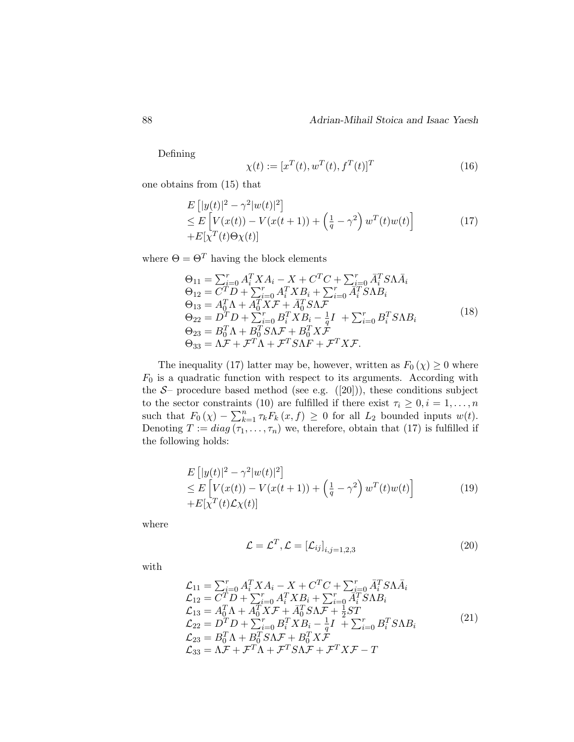Defining

$$\chi(t) := [x^T(t), w^T(t), f^T(t)]^T \tag{16}$$

one obtains from (15) that

$$\begin{array}{l} E\left[|y(t)|^2 - \gamma^2 |w(t)|^2\right] \\ \leq E\left[V(x(t)) - V(x(t+1)) + \left(\frac{1}{q} - \gamma^2\right) w^T(t) w(t)\right] \\ + E[\chi^T(t) \Theta \chi(t)] \end{array} \tag{17}$$

where $\Theta = \Theta^T$ having the block elements

$$\begin{array}{l} \Theta_{11} = \sum_{i=0}^{r} A_i^T X A_i - X + C^T C + \sum_{i=0}^{r} \bar{A}_i^T S \Lambda \bar{A}_i \\ \Theta_{12} = C^T D + \sum_{i=0}^{r} A_i^T X B_i + \sum_{i=0}^{r} \bar{A}_i^T S \Lambda B_i \\ \Theta_{13} = A_0^T \Lambda + A_0^T X \mathcal{F} + \bar{A}_0^T S \Lambda \mathcal{F} \\ \Theta_{22} = D^T D + \sum_{i=0}^{r} B_i^T X B_i - \frac{1}{q} I \ + \sum_{i=0}^{r} B_i^T S \Lambda B_i \\ \Theta_{23} = B_0^T \Lambda + B_0^T S \Lambda \mathcal{F} + B_0^T X \mathcal{F} \\ \Theta_{33} = \Lambda \mathcal{F} + \mathcal{F}^T \Lambda + \mathcal{F}^T S \Lambda F + \mathcal{F}^T X \mathcal{F}. \end{array} \tag{18}$$

The inequality (17) latter may be, however, written as $F_0(\chi) \geq 0$ where $F_0$ is a quadratic function with respect to its arguments. According with the $\mathcal{S}$– procedure based method (see e.g. ([20])), these conditions subject to the sector constraints (10) are fulfilled if there exist $\tau_i \geq 0, i = 1, \ldots, n$ such that $F_0(\chi) - \sum_{k=1}^{n} \tau_k F_k(x, f) \geq 0$ for all $L_2$ bounded inputs $w(t)$. Denoting $T := diag(\tau_1, \ldots, \tau_n)$ we, therefore, obtain that (17) is fulfilled if the following holds:

$$\begin{array}{l} E\left[|y(t)|^2 - \gamma^2 |w(t)|^2\right] \\ \leq E\left[V(x(t)) - V(x(t+1)) + \left(\frac{1}{q} - \gamma^2\right) w^T(t) w(t)\right] \\ + E[\chi^T(t) \mathcal{L} \chi(t)] \end{array} \tag{19}$$

where

$$\mathcal{L} = \mathcal{L}^T, \mathcal{L} = [\mathcal{L}_{ij}]_{i,j=1,2,3} \tag{20}$$

with

$$\begin{array}{l} \mathcal{L}_{11} = \sum_{i=0}^{r} A_i^T X A_i - X + C^T C + \sum_{i=0}^{r} \bar{A}_i^T S \Lambda \bar{A}_i \\ \mathcal{L}_{12} = C^T D + \sum_{i=0}^{r} A_i^T X B_i + \sum_{i=0}^{r} \bar{A}_i^T S \Lambda B_i \\ \mathcal{L}_{13} = A_0^T \Lambda + A_0^T X \mathcal{F} + \bar{A}_0^T S \Lambda \mathcal{F} + \frac{1}{2} S T \\ \mathcal{L}_{22} = D^T D + \sum_{i=0}^{r} B_i^T X B_i - \frac{1}{q} I \ + \sum_{i=0}^{r} B_i^T S \Lambda B_i \\ \mathcal{L}_{23} = B_0^T \Lambda + B_0^T S \Lambda \mathcal{F} + B_0^T X \mathcal{F} \\ \mathcal{L}_{33} = \Lambda \mathcal{F} + \mathcal{F}^T \Lambda + \mathcal{F}^T S \Lambda \mathcal{F} + \mathcal{F}^T X \mathcal{F} - T \end{array} \tag{21}$$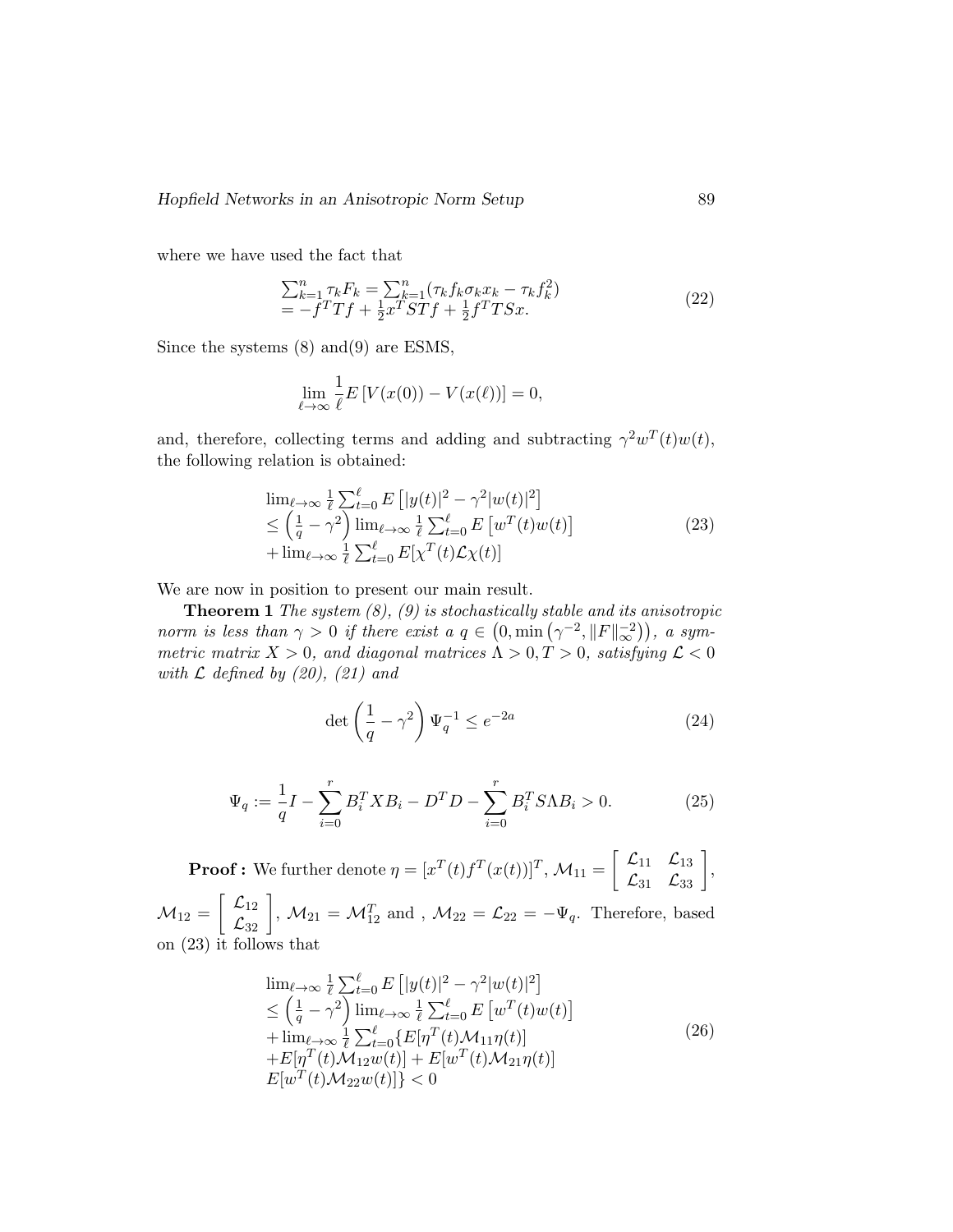where we have used the fact that

$$
\begin{array}{l}
\sum_{k=1}^{n} \tau_k F_k = \sum_{k=1}^{n} (\tau_k f_k \sigma_k x_k - \tau_k f_k^2) \\
= -f^T T f + \frac{1}{2} x^T S T f + \frac{1}{2} f^T T S x.
\end{array}
\tag{22}
$$

Since the systems (8) and(9) are ESMS,

$$
\lim_{\ell \to \infty} \frac{1}{\ell} E\left[V(x(0)) - V(x(\ell))\right] = 0,
$$

and, therefore, collecting terms and adding and subtracting $\gamma^2 w^T(t) w(t)$, the following relation is obtained:

$$
\begin{array}{l}
\lim_{\ell \to \infty} \frac{1}{\ell} \sum_{t=0}^{\ell} E\left[|y(t)|^2 - \gamma^2 |w(t)|^2\right] \\
\leq \left(\frac{1}{q} - \gamma^2\right) \lim_{\ell \to \infty} \frac{1}{\ell} \sum_{t=0}^{\ell} E\left[w^T(t) w(t)\right] \\
+ \lim_{\ell \to \infty} \frac{1}{\ell} \sum_{t=0}^{\ell} E[\chi^T(t) \mathcal{L} \chi(t)]
\end{array}
\tag{23}
$$

We are now in position to present our main result.

**Theorem 1** *The system (8), (9) is stochastically stable and its anisotropic norm is less than $\gamma > 0$ if there exist a $q \in \left(0, \min\left(\gamma^{-2}, \|F\|_\infty^{-2}\right)\right)$, a symmetric matrix $X > 0$, and diagonal matrices $\Lambda > 0, T > 0$, satisfying $\mathcal{L} < 0$ with $\mathcal{L}$ defined by (20), (21) and*

$$
\det \left(\frac{1}{q} - \gamma^2\right) \Psi_q^{-1} \leq e^{-2a}
\tag{24}
$$

$$
\Psi_q := \frac{1}{q} I - \sum_{i=0}^{r} B_i^T X B_i - D^T D - \sum_{i=0}^{r} B_i^T S \Lambda B_i > 0.
\tag{25}
$$

**Proof :** We further denote $\eta = [x^T(t) f^T(x(t))]^T$, $\mathcal{M}_{11} = \begin{bmatrix} \mathcal{L}_{11} & \mathcal{L}_{13} \\ \mathcal{L}_{31} & \mathcal{L}_{33} \end{bmatrix}$, $\mathcal{M}_{12} = \begin{bmatrix} \mathcal{L}_{12} \\ \mathcal{L}_{32} \end{bmatrix}$, $\mathcal{M}_{21} = \mathcal{M}_{12}^T$ and , $\mathcal{M}_{22} = \mathcal{L}_{22} = -\Psi_q$. Therefore, based on (23) it follows that

$$
\begin{array}{l}
\lim_{\ell \to \infty} \frac{1}{\ell} \sum_{t=0}^{\ell} E\left[|y(t)|^2 - \gamma^2 |w(t)|^2\right] \\
\leq \left(\frac{1}{q} - \gamma^2\right) \lim_{\ell \to \infty} \frac{1}{\ell} \sum_{t=0}^{\ell} E\left[w^T(t) w(t)\right] \\
+ \lim_{\ell \to \infty} \frac{1}{\ell} \sum_{t=0}^{\ell} \{E[\eta^T(t) \mathcal{M}_{11} \eta(t)] \\
+ E[\eta^T(t) \mathcal{M}_{12} w(t)] + E[w^T(t) \mathcal{M}_{21} \eta(t)] \\
E[w^T(t) \mathcal{M}_{22} w(t)]\} < 0
\end{array}
\tag{26}
$$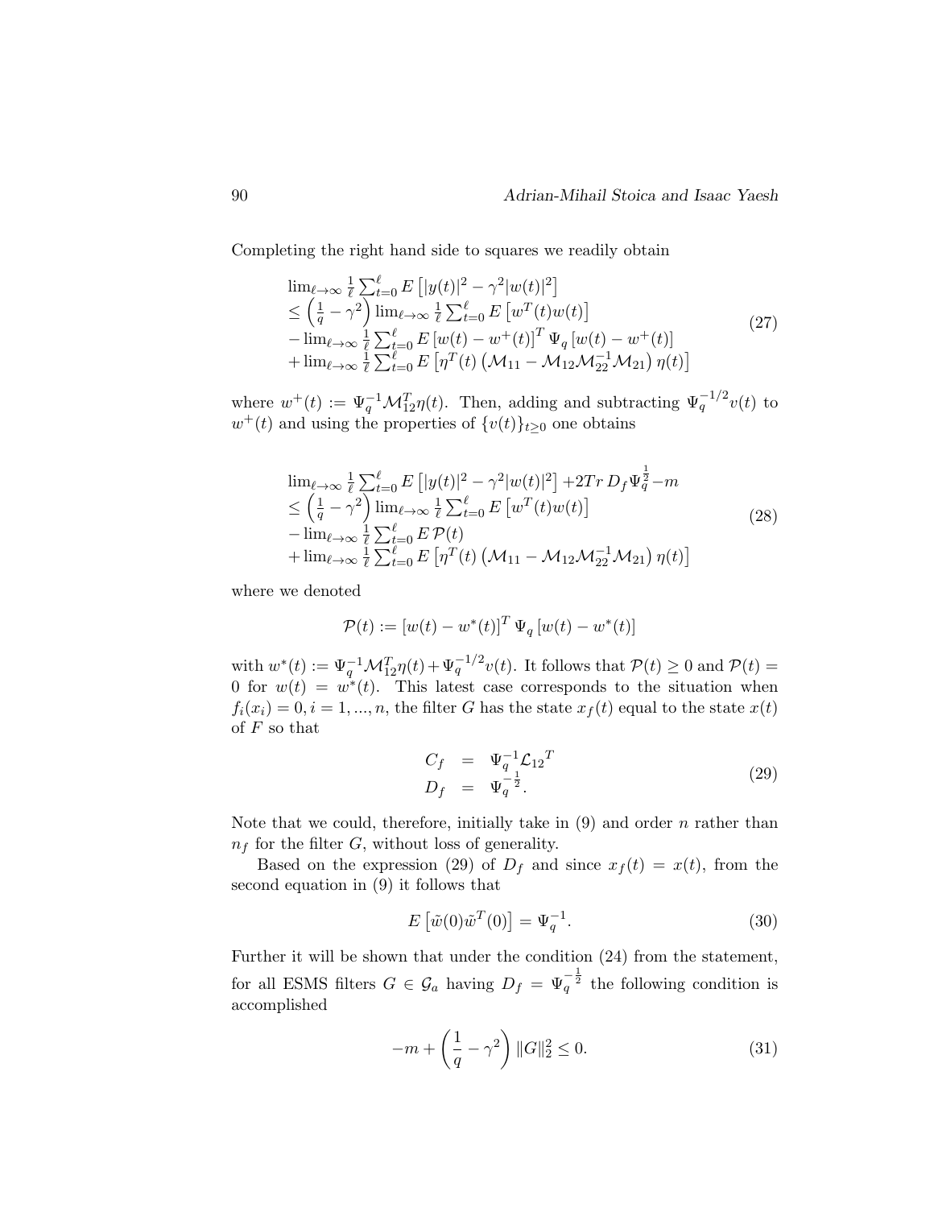Completing the right hand side to squares we readily obtain

$$
\begin{array}{l}
\lim_{\ell\to\infty} \frac{1}{\ell}\sum_{t=0}^{\ell} E\left[|y(t)|^2 - \gamma^2|w(t)|^2\right] \\
\leq \left(\frac{1}{q} - \gamma^2\right) \lim_{\ell\to\infty} \frac{1}{\ell}\sum_{t=0}^{\ell} E\left[w^T(t)w(t)\right] \\
- \lim_{\ell\to\infty} \frac{1}{\ell}\sum_{t=0}^{\ell} E\left[w(t) - w^+(t)\right]^T \Psi_q \left[w(t) - w^+(t)\right] \\
+ \lim_{\ell\to\infty} \frac{1}{\ell}\sum_{t=0}^{\ell} E\left[\eta^T(t)\left(\mathcal{M}_{11} - \mathcal{M}_{12}\mathcal{M}_{22}^{-1}\mathcal{M}_{21}\right)\eta(t)\right]
\end{array}
\tag{27}
$$

where $w^+(t) := \Psi_q^{-1}\mathcal{M}_{12}^T\eta(t)$. Then, adding and subtracting $\Psi_q^{-1/2}v(t)$ to $w^+(t)$ and using the properties of $\{v(t)\}_{t\geq 0}$ one obtains

$$
\begin{array}{l}
\lim_{\ell\to\infty} \frac{1}{\ell}\sum_{t=0}^{\ell} E\left[|y(t)|^2 - \gamma^2|w(t)|^2\right] + 2Tr\, D_f \Psi_q^{\frac{1}{2}} - m \\
\leq \left(\frac{1}{q} - \gamma^2\right) \lim_{\ell\to\infty} \frac{1}{\ell}\sum_{t=0}^{\ell} E\left[w^T(t)w(t)\right] \\
- \lim_{\ell\to\infty} \frac{1}{\ell}\sum_{t=0}^{\ell} E\,\mathcal{P}(t) \\
+ \lim_{\ell\to\infty} \frac{1}{\ell}\sum_{t=0}^{\ell} E\left[\eta^T(t)\left(\mathcal{M}_{11} - \mathcal{M}_{12}\mathcal{M}_{22}^{-1}\mathcal{M}_{21}\right)\eta(t)\right]
\end{array}
\tag{28}
$$

where we denoted

$$
\mathcal{P}(t) := \left[w(t) - w^*(t)\right]^T \Psi_q \left[w(t) - w^*(t)\right]
$$

with $w^*(t) := \Psi_q^{-1}\mathcal{M}_{12}^T\eta(t) + \Psi_q^{-1/2}v(t)$. It follows that $\mathcal{P}(t) \geq 0$ and $\mathcal{P}(t) = 0$ for $w(t) = w^*(t)$. This latest case corresponds to the situation when $f_i(x_i) = 0, i = 1, ..., n$, the filter $G$ has the state $x_f(t)$ equal to the state $x(t)$ of $F$ so that

$$
\begin{array}{rcl}
C_f & = & \Psi_q^{-1}{\mathcal{L}_{12}}^T \\
D_f & = & \Psi_q^{-\frac{1}{2}}.
\end{array}
\tag{29}
$$

Note that we could, therefore, initially take in (9) and order $n$ rather than $n_f$ for the filter $G$, without loss of generality.

Based on the expression (29) of $D_f$ and since $x_f(t) = x(t)$, from the second equation in (9) it follows that

$$
E\left[\tilde{w}(0)\tilde{w}^T(0)\right] = \Psi_q^{-1}. \tag{30}
$$

Further it will be shown that under the condition (24) from the statement, for all ESMS filters $G \in \mathcal{G}_a$ having $D_f = \Psi_q^{-\frac{1}{2}}$ the following condition is accomplished

$$
-m + \left(\frac{1}{q} - \gamma^2\right)\|G\|_2^2 \leq 0. \tag{31}
$$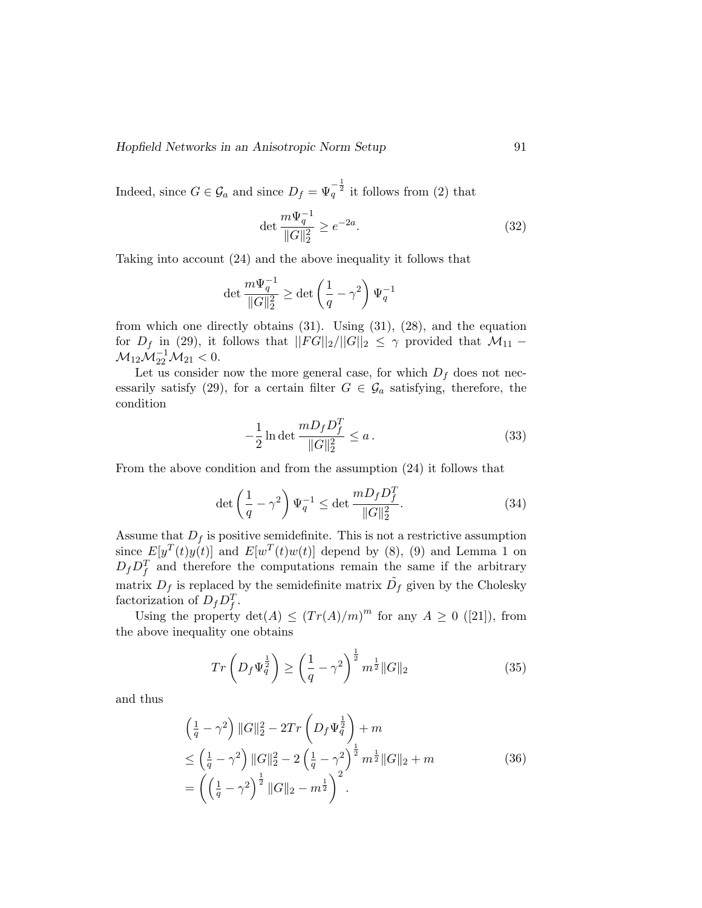Indeed, since $G \in \mathcal{G}_a$ and since $D_f = \Psi_q^{-\frac{1}{2}}$ it follows from (2) that

$$\det \frac{m\Psi_q^{-1}}{\|G\|_2^2} \geq e^{-2a}. \tag{32}$$

Taking into account (24) and the above inequality it follows that

$$\det \frac{m\Psi_q^{-1}}{\|G\|_2^2} \geq \det \left(\frac{1}{q} - \gamma^2\right) \Psi_q^{-1}$$

from which one directly obtains (31). Using (31), (28), and the equation for $D_f$ in (29), it follows that $||FG||_2/||G||_2 \leq \gamma$ provided that $\mathcal{M}_{11} - \mathcal{M}_{12}\mathcal{M}_{22}^{-1}\mathcal{M}_{21} < 0$.

Let us consider now the more general case, for which $D_f$ does not necessarily satisfy (29), for a certain filter $G \in \mathcal{G}_a$ satisfying, therefore, the condition

$$-\frac{1}{2} \ln \det \frac{mD_f D_f^T}{\|G\|_2^2} \leq a\,. \tag{33}$$

From the above condition and from the assumption (24) it follows that

$$\det \left(\frac{1}{q} - \gamma^2\right) \Psi_q^{-1} \leq \det \frac{mD_f D_f^T}{\|G\|_2^2}. \tag{34}$$

Assume that $D_f$ is positive semidefinite. This is not a restrictive assumption since $E[y^T(t)y(t)]$ and $E[w^T(t)w(t)]$ depend by (8), (9) and Lemma 1 on $D_f D_f^T$ and therefore the computations remain the same if the arbitrary matrix $D_f$ is replaced by the semidefinite matrix $\tilde{D}_f$ given by the Cholesky factorization of $D_f D_f^T$.

Using the property $\det(A) \leq (Tr(A)/m)^m$ for any $A \geq 0$ ([21]), from the above inequality one obtains

$$Tr\left(D_f \Psi_q^{\frac{1}{2}}\right) \geq \left(\frac{1}{q} - \gamma^2\right)^{\frac{1}{2}} m^{\frac{1}{2}} \|G\|_2 \tag{35}$$

and thus

$$\begin{aligned}
&\left(\tfrac{1}{q} - \gamma^2\right) \|G\|_2^2 - 2Tr\left(D_f \Psi_q^{\frac{1}{2}}\right) + m \\
&\leq \left(\tfrac{1}{q} - \gamma^2\right) \|G\|_2^2 - 2\left(\tfrac{1}{q} - \gamma^2\right)^{\frac{1}{2}} m^{\frac{1}{2}} \|G\|_2 + m \\
&= \left(\left(\tfrac{1}{q} - \gamma^2\right)^{\frac{1}{2}} \|G\|_2 - m^{\frac{1}{2}}\right)^2.
\end{aligned} \tag{36}$$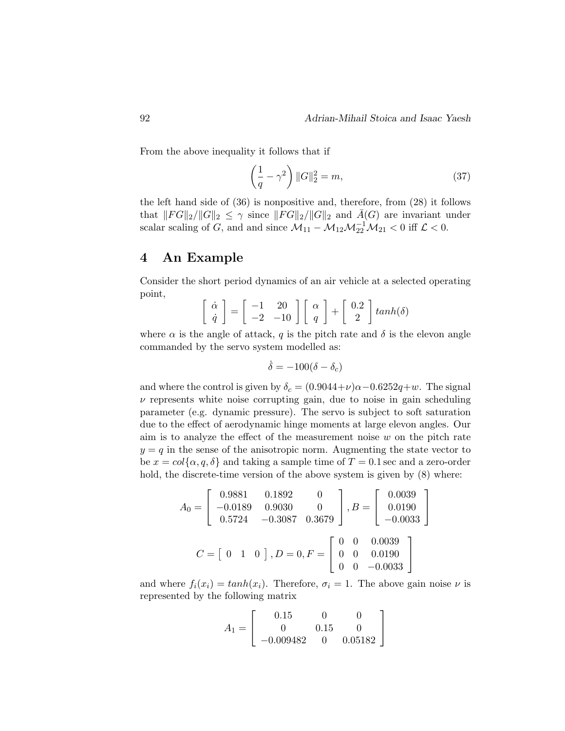From the above inequality it follows that if

$$\left(\frac{1}{q} - \gamma^2\right) \|G\|_2^2 = m, \tag{37}$$

the left hand side of (36) is nonpositive and, therefore, from (28) it follows that $\|FG\|_2/\|G\|_2 \leq \gamma$ since $\|FG\|_2/\|G\|_2$ and $\bar{A}(G)$ are invariant under scalar scaling of $G$, and and since $\mathcal{M}_{11} - \mathcal{M}_{12}\mathcal{M}_{22}^{-1}\mathcal{M}_{21} < 0$ iff $\mathcal{L} < 0$.

## 4 An Example

Consider the short period dynamics of an air vehicle at a selected operating point,

$$\begin{bmatrix} \dot{\alpha} \\ \dot{q} \end{bmatrix} = \begin{bmatrix} -1 & 20 \\ -2 & -10 \end{bmatrix} \begin{bmatrix} \alpha \\ q \end{bmatrix} + \begin{bmatrix} 0.2 \\ 2 \end{bmatrix} tanh(\delta)$$

where $\alpha$ is the angle of attack, $q$ is the pitch rate and $\delta$ is the elevon angle commanded by the servo system modelled as:

$$\dot{\delta} = -100(\delta - \delta_c)$$

and where the control is given by $\delta_c = (0.9044 + \nu)\alpha - 0.6252q + w$. The signal $\nu$ represents white noise corrupting gain, due to noise in gain scheduling parameter (e.g. dynamic pressure). The servo is subject to soft saturation due to the effect of aerodynamic hinge moments at large elevon angles. Our aim is to analyze the effect of the measurement noise $w$ on the pitch rate $y = q$ in the sense of the anisotropic norm. Augmenting the state vector to be $x = col\{\alpha, q, \delta\}$ and taking a sample time of $T = 0.1$ sec and a zero-order hold, the discrete-time version of the above system is given by (8) where:

$$A_0 = \begin{bmatrix} 0.9881 & 0.1892 & 0 \\ -0.0189 & 0.9030 & 0 \\ 0.5724 & -0.3087 & 0.3679 \end{bmatrix}, B = \begin{bmatrix} 0.0039 \\ 0.0190 \\ -0.0033 \end{bmatrix}$$

$$C = \begin{bmatrix} 0 & 1 & 0 \end{bmatrix}, D = 0, F = \begin{bmatrix} 0 & 0 & 0.0039 \\ 0 & 0 & 0.0190 \\ 0 & 0 & -0.0033 \end{bmatrix}$$

and where $f_i(x_i) = tanh(x_i)$. Therefore, $\sigma_i = 1$. The above gain noise $\nu$ is represented by the following matrix

$$A_1 = \begin{bmatrix} 0.15 & 0 & 0 \\ 0 & 0.15 & 0 \\ -0.009482 & 0 & 0.05182 \end{bmatrix}$$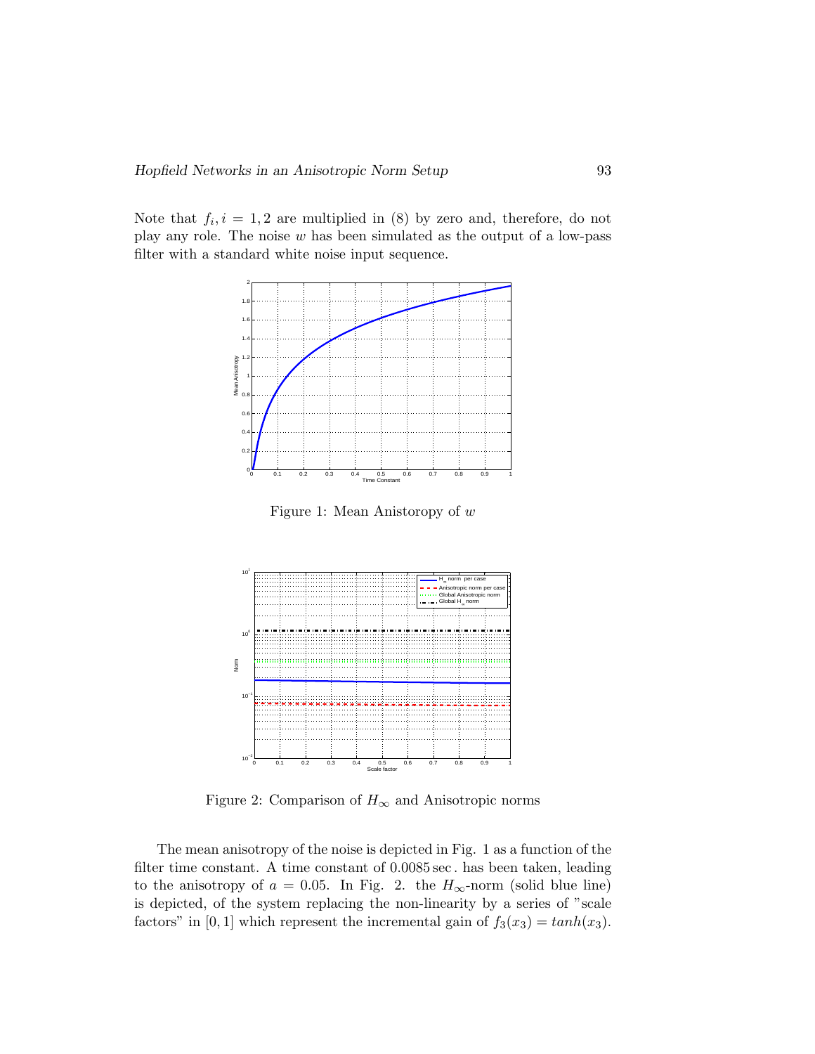Note that $f_i, i = 1, 2$ are multiplied in (8) by zero and, therefore, do not play any role. The noise $w$ has been simulated as the output of a low-pass filter with a standard white noise input sequence.

Figure 1: Mean Anistoropy of $w$

Figure 2: Comparison of $H_\infty$ and Anisotropic norms

The mean anisotropy of the noise is depicted in Fig. 1 as a function of the filter time constant. A time constant of 0.0085 sec. has been taken, leading to the anisotropy of $a = 0.05$. In Fig. 2. the $H_\infty$-norm (solid blue line) is depicted, of the system replacing the non-linearity by a series of "scale factors" in $[0, 1]$ which represent the incremental gain of $f_3(x_3) = tanh(x_3)$.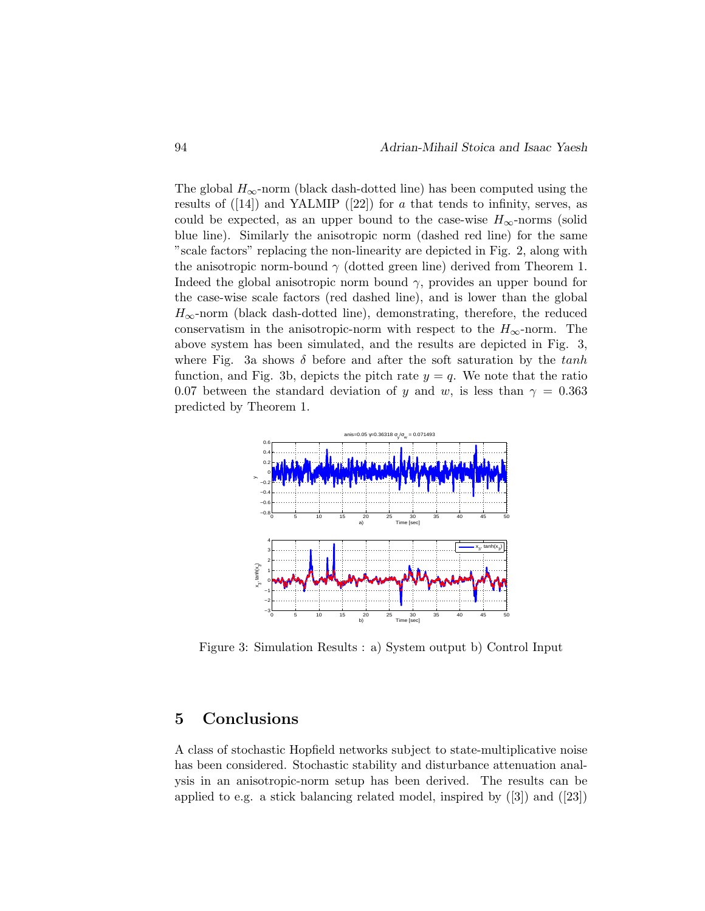The global $H_\infty$-norm (black dash-dotted line) has been computed using the results of ([14]) and YALMIP ([22]) for $a$ that tends to infinity, serves, as could be expected, as an upper bound to the case-wise $H_\infty$-norms (solid blue line). Similarly the anisotropic norm (dashed red line) for the same "scale factors" replacing the non-linearity are depicted in Fig. 2, along with the anisotropic norm-bound $\gamma$ (dotted green line) derived from Theorem 1. Indeed the global anisotropic norm bound $\gamma$, provides an upper bound for the case-wise scale factors (red dashed line), and is lower than the global $H_\infty$-norm (black dash-dotted line), demonstrating, therefore, the reduced conservatism in the anisotropic-norm with respect to the $H_\infty$-norm. The above system has been simulated, and the results are depicted in Fig. 3, where Fig. 3a shows $\delta$ before and after the soft saturation by the *tanh* function, and Fig. 3b, depicts the pitch rate $y = q$. We note that the ratio 0.07 between the standard deviation of $y$ and $w$, is less than $\gamma = 0.363$ predicted by Theorem 1.

Figure 3: Simulation Results : a) System output b) Control Input

## 5 Conclusions

A class of stochastic Hopfield networks subject to state-multiplicative noise has been considered. Stochastic stability and disturbance attenuation analysis in an anisotropic-norm setup has been derived. The results can be applied to e.g. a stick balancing related model, inspired by ([3]) and ([23])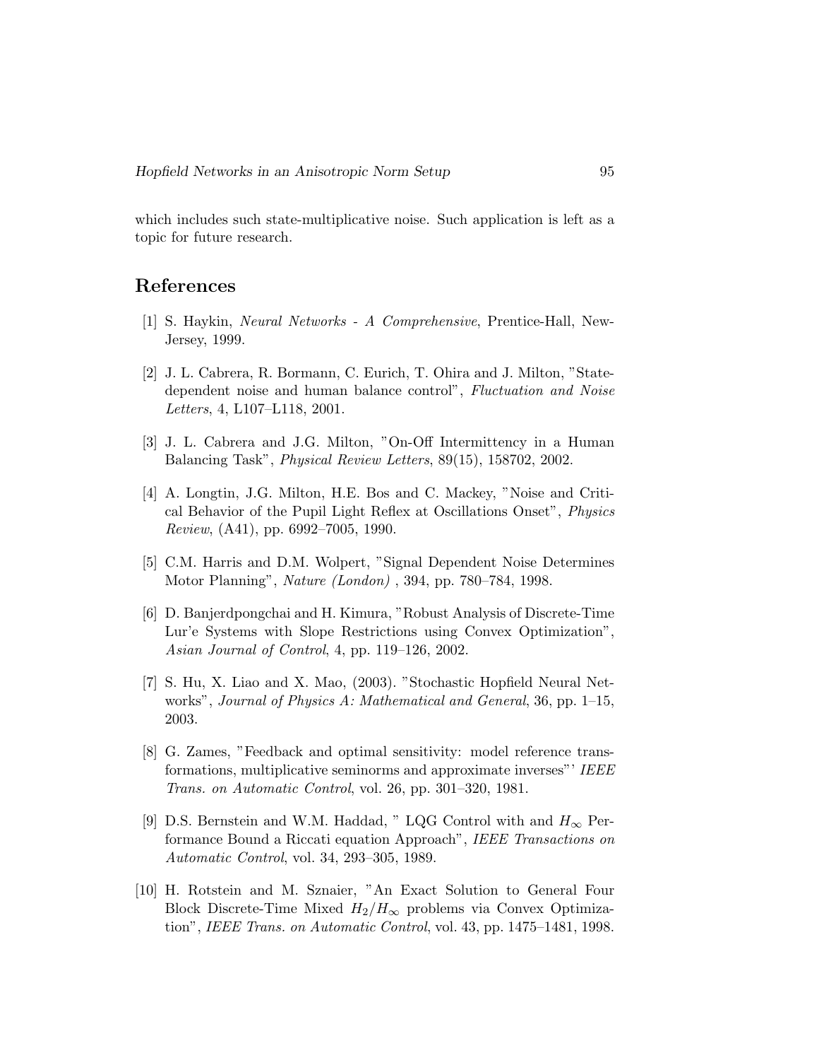which includes such state-multiplicative noise. Such application is left as a topic for future research.

## References

[1] S. Haykin, *Neural Networks - A Comprehensive*, Prentice-Hall, New-Jersey, 1999.

[2] J. L. Cabrera, R. Bormann, C. Eurich, T. Ohira and J. Milton, "State-dependent noise and human balance control", *Fluctuation and Noise Letters*, 4, L107–L118, 2001.

[3] J. L. Cabrera and J.G. Milton, "On-Off Intermittency in a Human Balancing Task", *Physical Review Letters*, 89(15), 158702, 2002.

[4] A. Longtin, J.G. Milton, H.E. Bos and C. Mackey, "Noise and Critical Behavior of the Pupil Light Reflex at Oscillations Onset", *Physics Review*, (A41), pp. 6992–7005, 1990.

[5] C.M. Harris and D.M. Wolpert, "Signal Dependent Noise Determines Motor Planning", *Nature (London)* , 394, pp. 780–784, 1998.

[6] D. Banjerdpongchai and H. Kimura, "Robust Analysis of Discrete-Time Lur'e Systems with Slope Restrictions using Convex Optimization", *Asian Journal of Control*, 4, pp. 119–126, 2002.

[7] S. Hu, X. Liao and X. Mao, (2003). "Stochastic Hopfield Neural Networks", *Journal of Physics A: Mathematical and General*, 36, pp. 1–15, 2003.

[8] G. Zames, "Feedback and optimal sensitivity: model reference transformations, multiplicative seminorms and approximate inverses"' *IEEE Trans. on Automatic Control*, vol. 26, pp. 301–320, 1981.

[9] D.S. Bernstein and W.M. Haddad, " LQG Control with and $H_\infty$ Performance Bound a Riccati equation Approach", *IEEE Transactions on Automatic Control*, vol. 34, 293–305, 1989.

[10] H. Rotstein and M. Sznaier, "An Exact Solution to General Four Block Discrete-Time Mixed $H_2/H_\infty$ problems via Convex Optimization", *IEEE Trans. on Automatic Control*, vol. 43, pp. 1475–1481, 1998.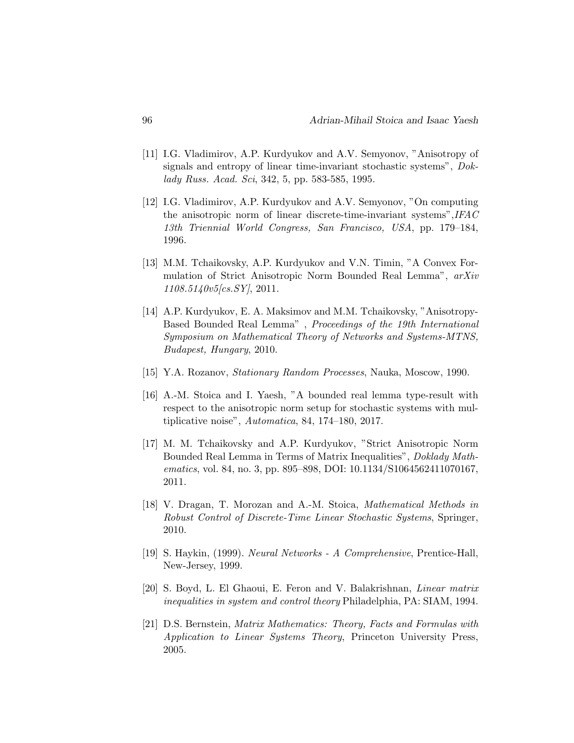[11] I.G. Vladimirov, A.P. Kurdyukov and A.V. Semyonov, "Anisotropy of signals and entropy of linear time-invariant stochastic systems", *Doklady Russ. Acad. Sci*, 342, 5, pp. 583-585, 1995.

[12] I.G. Vladimirov, A.P. Kurdyukov and A.V. Semyonov, "On computing the anisotropic norm of linear discrete-time-invariant systems",*IFAC 13th Triennial World Congress, San Francisco, USA*, pp. 179–184, 1996.

[13] M.M. Tchaikovsky, A.P. Kurdyukov and V.N. Timin, "A Convex Formulation of Strict Anisotropic Norm Bounded Real Lemma", *arXiv 1108.5140v5[cs.SY]*, 2011.

[14] A.P. Kurdyukov, E. A. Maksimov and M.M. Tchaikovsky, "Anisotropy-Based Bounded Real Lemma" , *Proceedings of the 19th International Symposium on Mathematical Theory of Networks and Systems-MTNS, Budapest, Hungary*, 2010.

[15] Y.A. Rozanov, *Stationary Random Processes*, Nauka, Moscow, 1990.

[16] A.-M. Stoica and I. Yaesh, "A bounded real lemma type-result with respect to the anisotropic norm setup for stochastic systems with multiplicative noise", *Automatica*, 84, 174–180, 2017.

[17] M. M. Tchaikovsky and A.P. Kurdyukov, "Strict Anisotropic Norm Bounded Real Lemma in Terms of Matrix Inequalities", *Doklady Mathematics*, vol. 84, no. 3, pp. 895–898, DOI: 10.1134/S1064562411070167, 2011.

[18] V. Dragan, T. Morozan and A.-M. Stoica, *Mathematical Methods in Robust Control of Discrete-Time Linear Stochastic Systems*, Springer, 2010.

[19] S. Haykin, (1999). *Neural Networks - A Comprehensive*, Prentice-Hall, New-Jersey, 1999.

[20] S. Boyd, L. El Ghaoui, E. Feron and V. Balakrishnan, *Linear matrix inequalities in system and control theory* Philadelphia, PA: SIAM, 1994.

[21] D.S. Bernstein, *Matrix Mathematics: Theory, Facts and Formulas with Application to Linear Systems Theory*, Princeton University Press, 2005.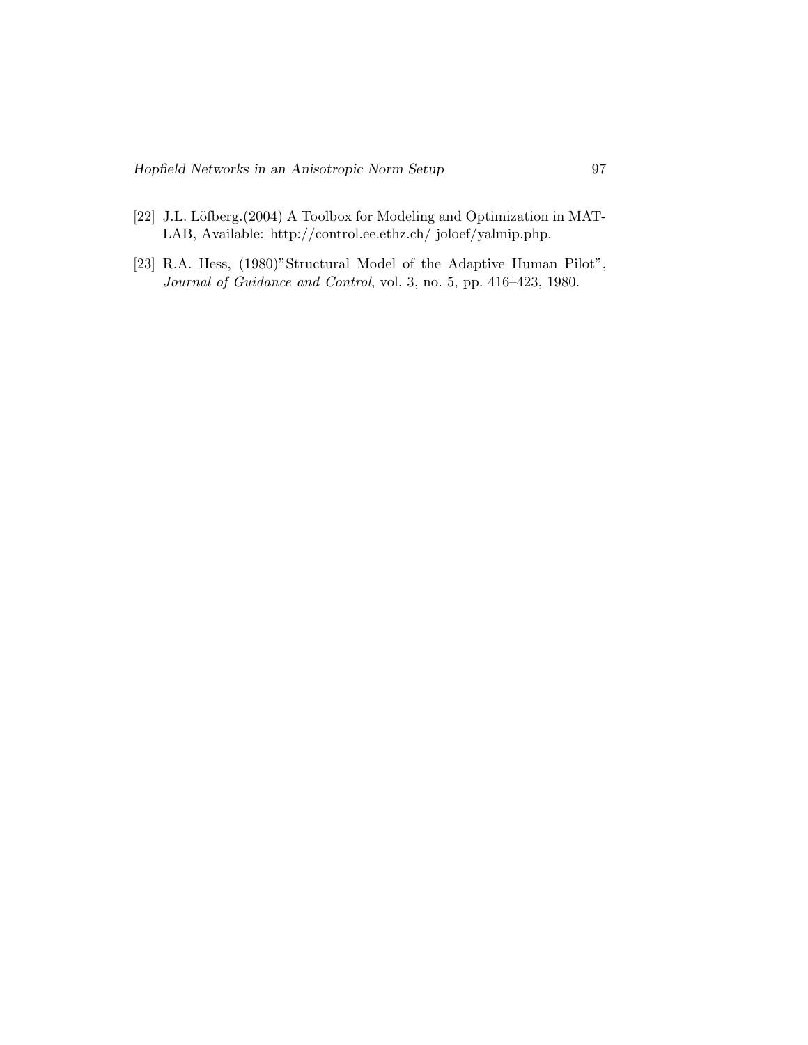[22] J.L. Löfberg.(2004) A Toolbox for Modeling and Optimization in MATLAB, Available: http://control.ee.ethz.ch/ joloef/yalmip.php.

[23] R.A. Hess, (1980)"Structural Model of the Adaptive Human Pilot", *Journal of Guidance and Control*, vol. 3, no. 5, pp. 416–423, 1980.